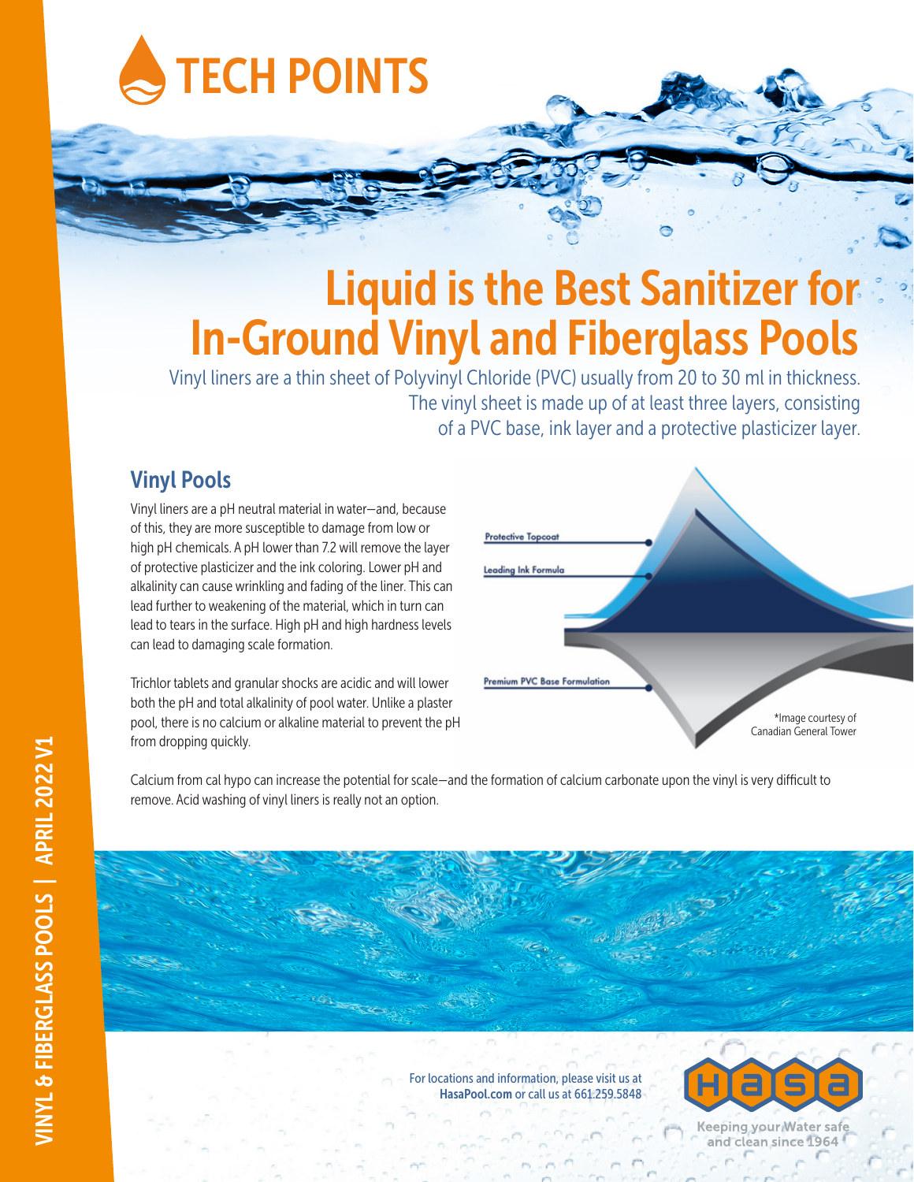# TECH POINTS

# Liquid is the Best Sanitizer for In-Ground Vinyl and Fiberglass Pools

Vinyl liners are a thin sheet of Polyvinyl Chloride (PVC) usually from 20 to 30 ml in thickness. The vinyl sheet is made up of at least three layers, consisting of a PVC base, ink layer and a protective plasticizer layer.

## Vinyl Pools

Vinyl liners are a pH neutral material in water—and, because of this, they are more susceptible to damage from low or high pH chemicals. A pH lower than 7.2 will remove the layer of protective plasticizer and the ink coloring. Lower pH and alkalinity can cause wrinkling and fading of the liner. This can lead further to weakening of the material, which in turn can lead to tears in the surface. High pH and high hardness levels can lead to damaging scale formation.

Trichlor tablets and granular shocks are acidic and will lower both the pH and total alkalinity of pool water. Unlike a plaster pool, there is no calcium or alkaline material to prevent the pH from dropping quickly.

Protective Topcoat

Leading Ink Formula

Premium PVC Base Formulation

*Image courtesy of Canadian General Tower

Calcium from cal hypo can increase the potential for scale—and the formation of calcium carbonate upon the vinyl is very difficult to remove. Acid washing of vinyl liners is really not an option.

For locations and information, please visit us at **HasaPool.com** or call us at 661.259.5848

hasa

Keeping your Water safe and clean since 1964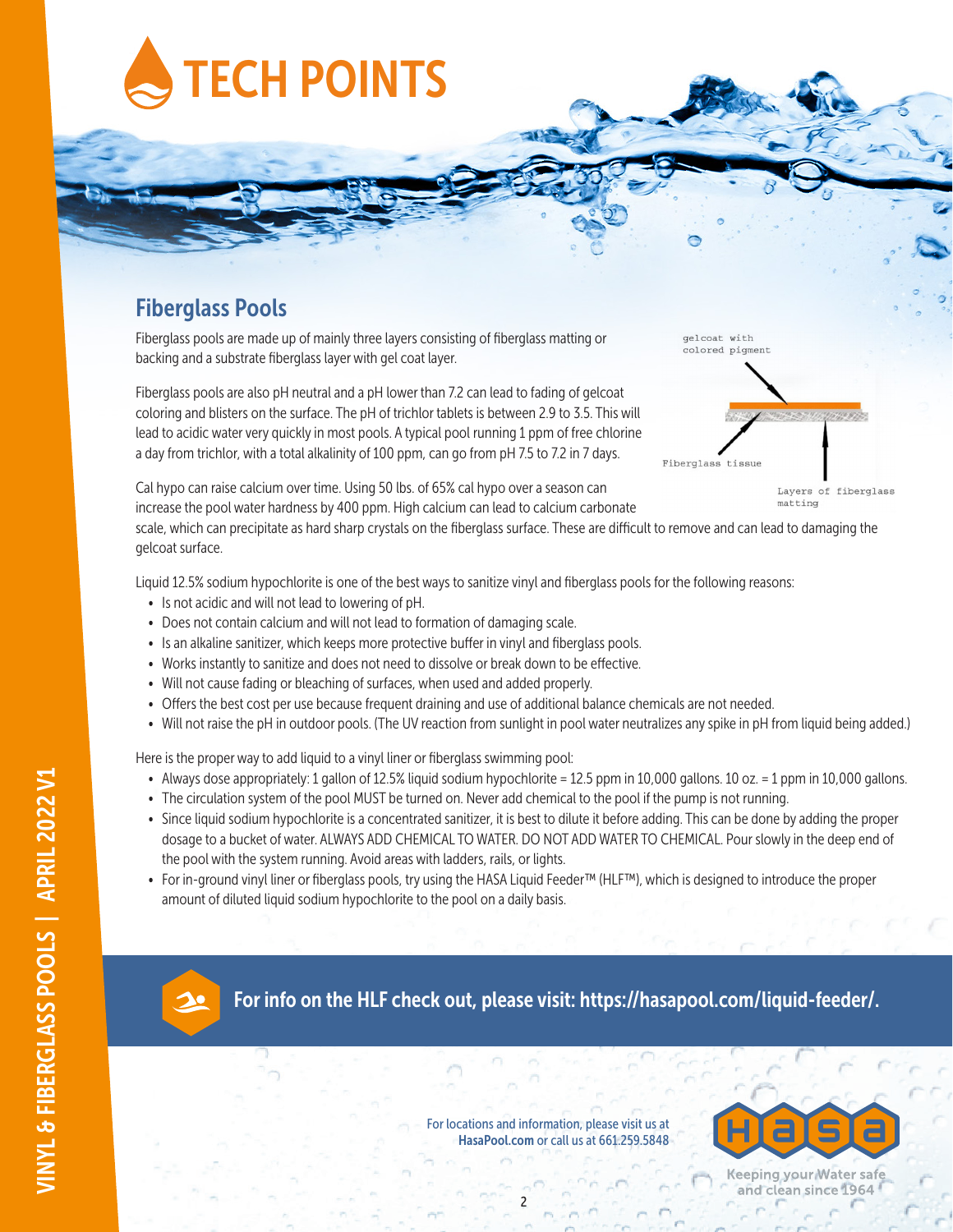# TECH POINTS

## Fiberglass Pools

Fiberglass pools are made up of mainly three layers consisting of fiberglass matting or backing and a substrate fiberglass layer with gel coat layer.

gelcoat with colored pigment

Fiberglass tissue

Layers of fiberglass matting

Fiberglass pools are also pH neutral and a pH lower than 7.2 can lead to fading of gelcoat coloring and blisters on the surface. The pH of trichlor tablets is between 2.9 to 3.5. This will lead to acidic water very quickly in most pools. A typical pool running 1 ppm of free chlorine a day from trichlor, with a total alkalinity of 100 ppm, can go from pH 7.5 to 7.2 in 7 days.

Cal hypo can raise calcium over time. Using 50 lbs. of 65% cal hypo over a season can increase the pool water hardness by 400 ppm. High calcium can lead to calcium carbonate scale, which can precipitate as hard sharp crystals on the fiberglass surface. These are difficult to remove and can lead to damaging the gelcoat surface.

Liquid 12.5% sodium hypochlorite is one of the best ways to sanitize vinyl and fiberglass pools for the following reasons:

- Is not acidic and will not lead to lowering of pH.
- Does not contain calcium and will not lead to formation of damaging scale.
- Is an alkaline sanitizer, which keeps more protective buffer in vinyl and fiberglass pools.
- Works instantly to sanitize and does not need to dissolve or break down to be effective.
- Will not cause fading or bleaching of surfaces, when used and added properly.
- Offers the best cost per use because frequent draining and use of additional balance chemicals are not needed.
- Will not raise the pH in outdoor pools. (The UV reaction from sunlight in pool water neutralizes any spike in pH from liquid being added.)

Here is the proper way to add liquid to a vinyl liner or fiberglass swimming pool:

- Always dose appropriately: 1 gallon of 12.5% liquid sodium hypochlorite = 12.5 ppm in 10,000 gallons. 10 oz. = 1 ppm in 10,000 gallons.
- The circulation system of the pool MUST be turned on. Never add chemical to the pool if the pump is not running.
- Since liquid sodium hypochlorite is a concentrated sanitizer, it is best to dilute it before adding. This can be done by adding the proper dosage to a bucket of water. ALWAYS ADD CHEMICAL TO WATER. DO NOT ADD WATER TO CHEMICAL. Pour slowly in the deep end of the pool with the system running. Avoid areas with ladders, rails, or lights.
- For in-ground vinyl liner or fiberglass pools, try using the HASA Liquid Feeder™ (HLF™), which is designed to introduce the proper amount of diluted liquid sodium hypochlorite to the pool on a daily basis.

**For info on the HLF check out, please visit: https://hasapool.com/liquid-feeder/.**

For locations and information, please visit us at **HasaPool.com** or call us at 661.259.5848

hasa

Keeping your Water safe and clean since 1964